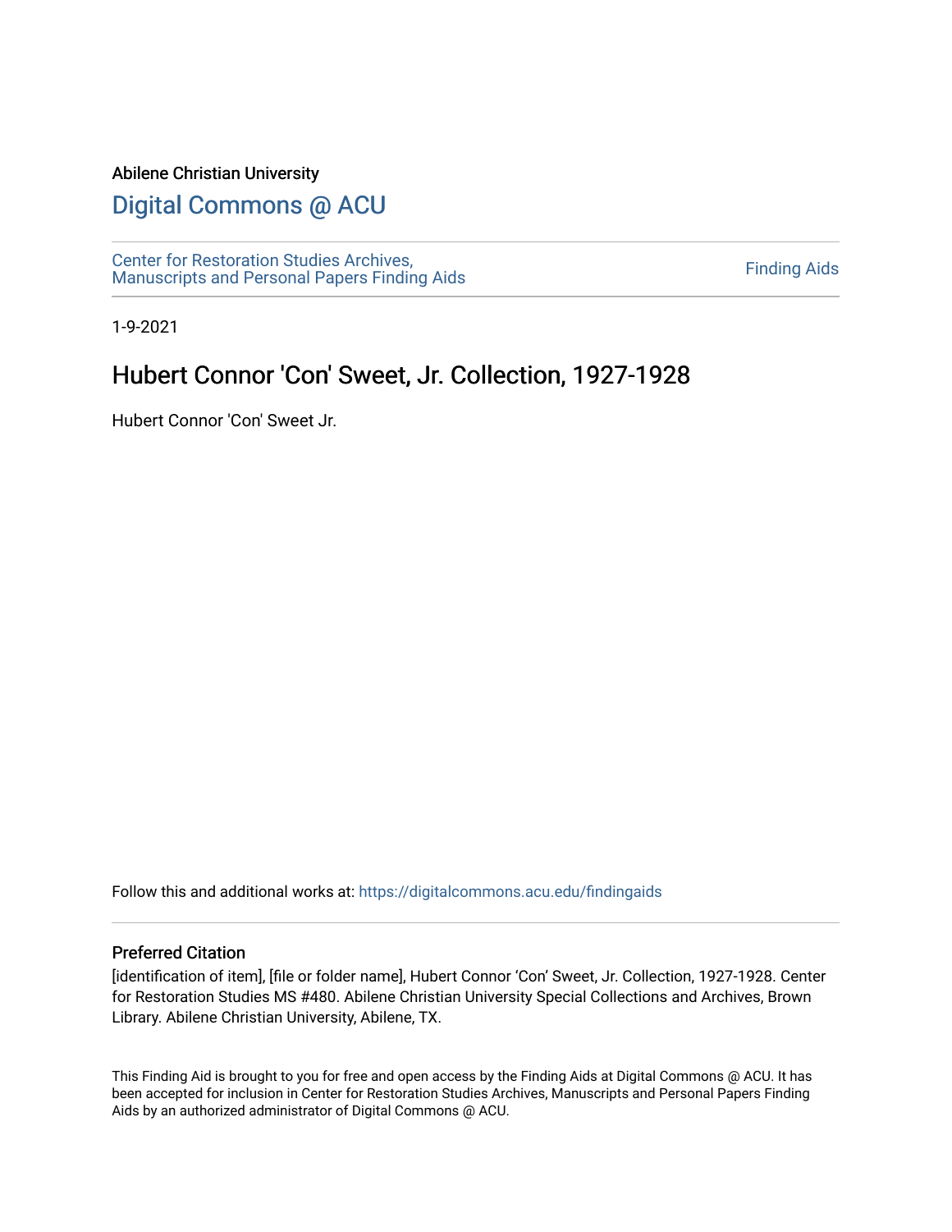Abilene Christian University

# Digital Commons @ ACU

Center for Restoration Studies Archives, Manuscripts and Personal Papers Finding Aids

Finding Aids

1-9-2021

# Hubert Connor 'Con' Sweet, Jr. Collection, 1927-1928

Hubert Connor 'Con' Sweet Jr.

Follow this and additional works at: https://digitalcommons.acu.edu/findingaids

## Preferred Citation

[identification of item], [file or folder name], Hubert Connor 'Con' Sweet, Jr. Collection, 1927-1928. Center for Restoration Studies MS #480. Abilene Christian University Special Collections and Archives, Brown Library. Abilene Christian University, Abilene, TX.

This Finding Aid is brought to you for free and open access by the Finding Aids at Digital Commons @ ACU. It has been accepted for inclusion in Center for Restoration Studies Archives, Manuscripts and Personal Papers Finding Aids by an authorized administrator of Digital Commons @ ACU.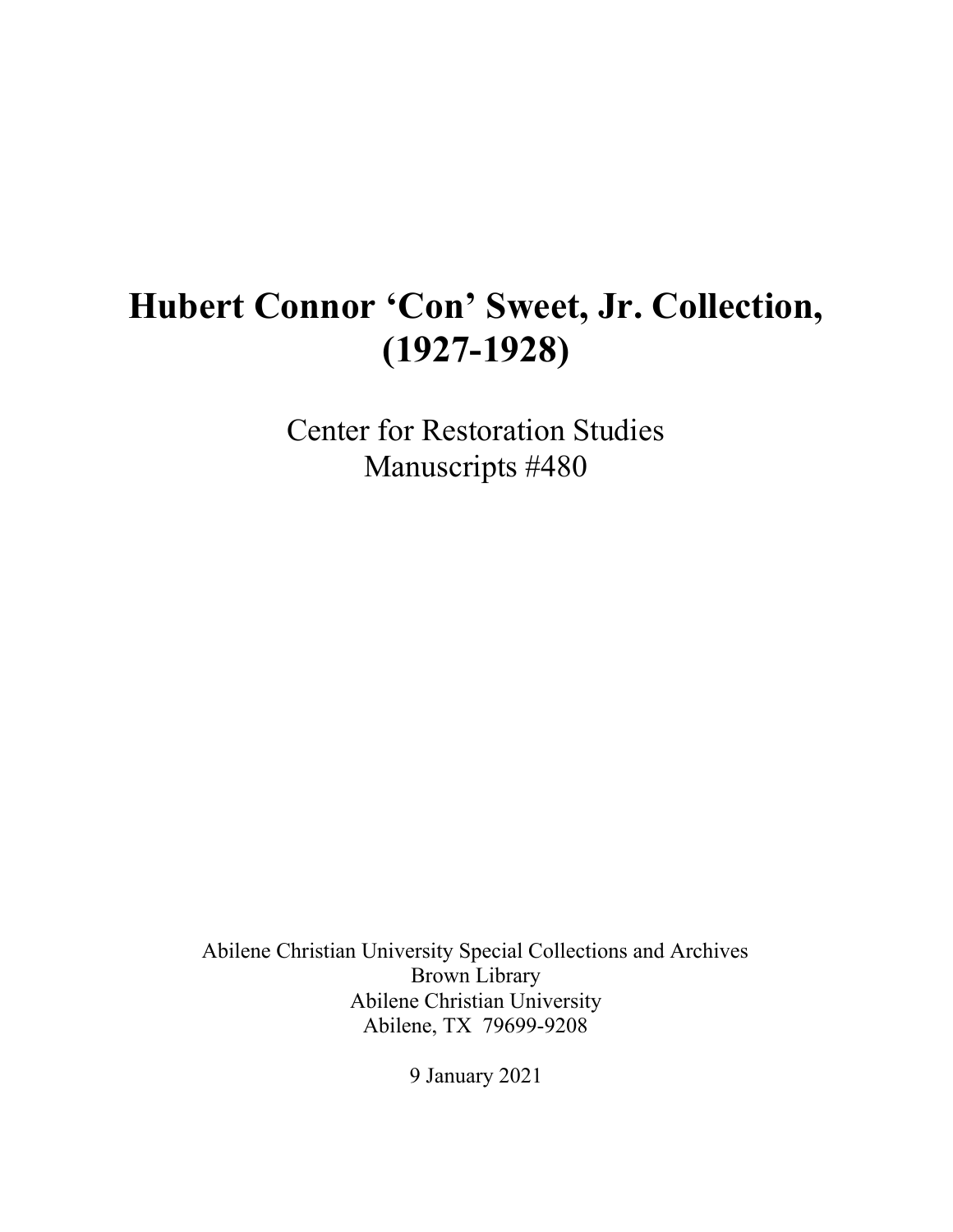# Hubert Connor 'Con' Sweet, Jr. Collection, (1927-1928)

Center for Restoration Studies
Manuscripts #480

Abilene Christian University Special Collections and Archives
Brown Library
Abilene Christian University
Abilene, TX 79699-9208

9 January 2021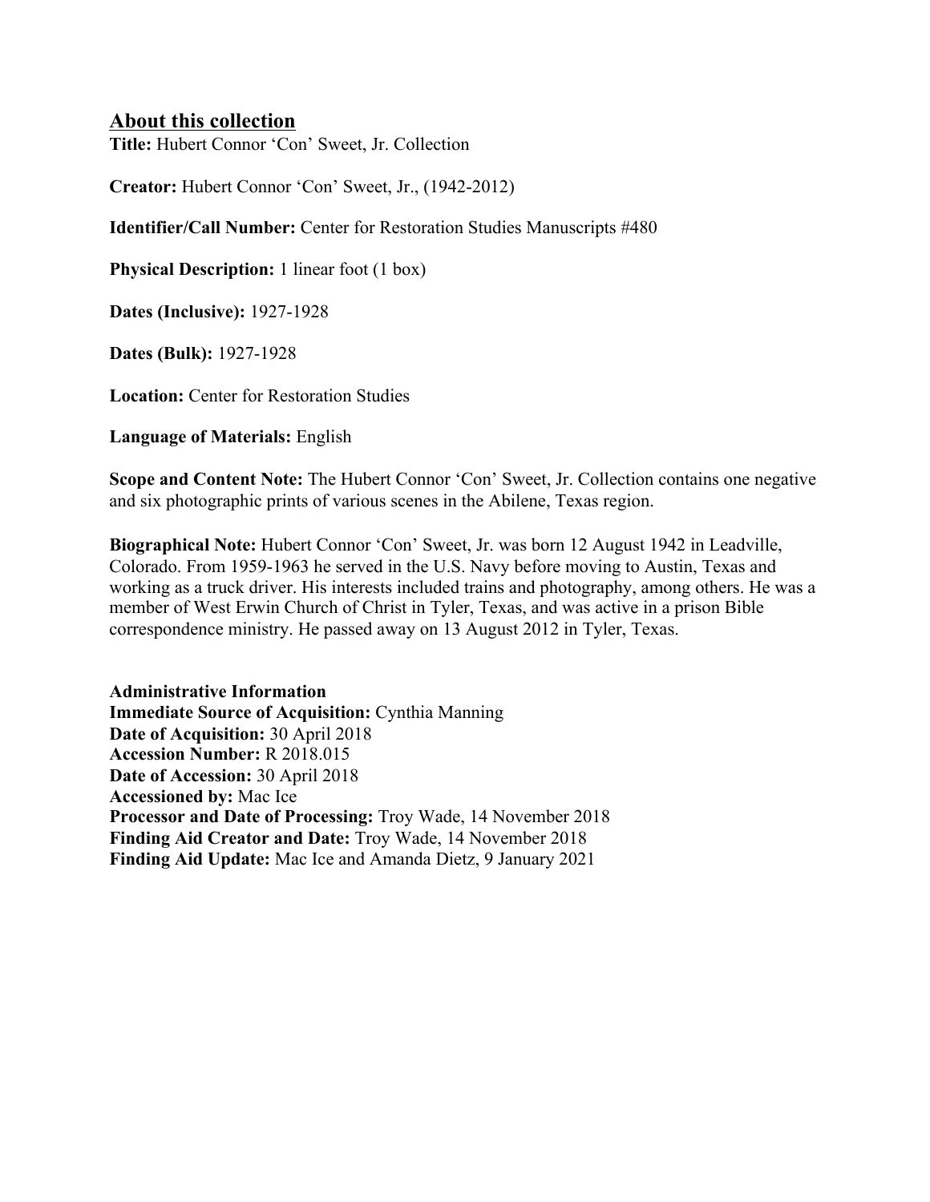## About this collection

**Title:** Hubert Connor 'Con' Sweet, Jr. Collection

**Creator:** Hubert Connor 'Con' Sweet, Jr., (1942-2012)

**Identifier/Call Number:** Center for Restoration Studies Manuscripts #480

**Physical Description:** 1 linear foot (1 box)

**Dates (Inclusive):** 1927-1928

**Dates (Bulk):** 1927-1928

**Location:** Center for Restoration Studies

**Language of Materials:** English

**Scope and Content Note:** The Hubert Connor 'Con' Sweet, Jr. Collection contains one negative and six photographic prints of various scenes in the Abilene, Texas region.

**Biographical Note:** Hubert Connor 'Con' Sweet, Jr. was born 12 August 1942 in Leadville, Colorado. From 1959-1963 he served in the U.S. Navy before moving to Austin, Texas and working as a truck driver. His interests included trains and photography, among others. He was a member of West Erwin Church of Christ in Tyler, Texas, and was active in a prison Bible correspondence ministry. He passed away on 13 August 2012 in Tyler, Texas.

**Administrative Information**
**Immediate Source of Acquisition:** Cynthia Manning
**Date of Acquisition:** 30 April 2018
**Accession Number:** R 2018.015
**Date of Accession:** 30 April 2018
**Accessioned by:** Mac Ice
**Processor and Date of Processing:** Troy Wade, 14 November 2018
**Finding Aid Creator and Date:** Troy Wade, 14 November 2018
**Finding Aid Update:** Mac Ice and Amanda Dietz, 9 January 2021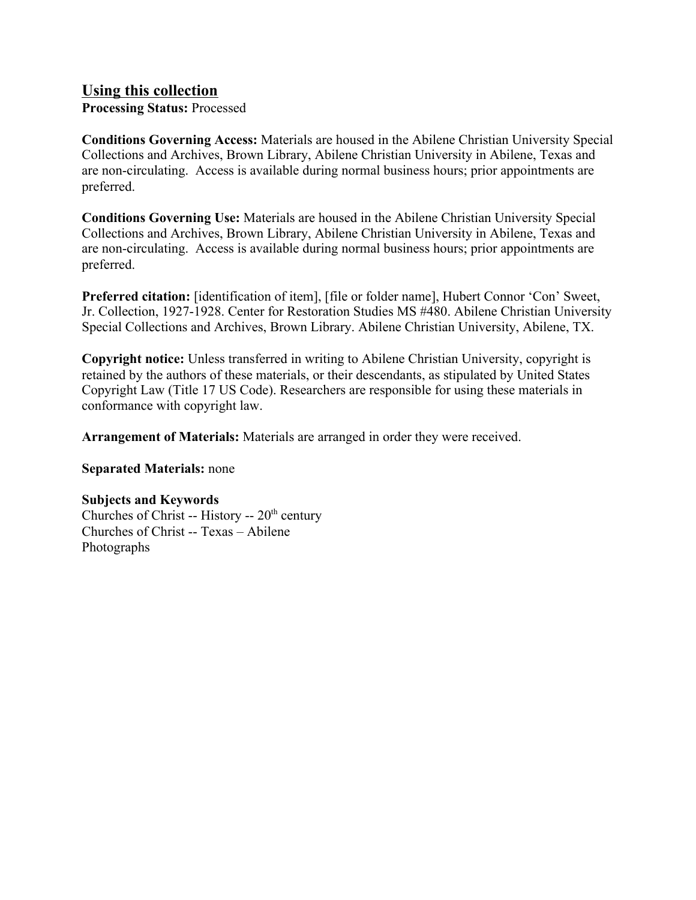## Using this collection

**Processing Status:** Processed

**Conditions Governing Access:** Materials are housed in the Abilene Christian University Special Collections and Archives, Brown Library, Abilene Christian University in Abilene, Texas and are non-circulating. Access is available during normal business hours; prior appointments are preferred.

**Conditions Governing Use:** Materials are housed in the Abilene Christian University Special Collections and Archives, Brown Library, Abilene Christian University in Abilene, Texas and are non-circulating. Access is available during normal business hours; prior appointments are preferred.

**Preferred citation:** [identification of item], [file or folder name], Hubert Connor 'Con' Sweet, Jr. Collection, 1927-1928. Center for Restoration Studies MS #480. Abilene Christian University Special Collections and Archives, Brown Library. Abilene Christian University, Abilene, TX.

**Copyright notice:** Unless transferred in writing to Abilene Christian University, copyright is retained by the authors of these materials, or their descendants, as stipulated by United States Copyright Law (Title 17 US Code). Researchers are responsible for using these materials in conformance with copyright law.

**Arrangement of Materials:** Materials are arranged in order they were received.

**Separated Materials:** none

**Subjects and Keywords**

Churches of Christ -- History -- 20th century
Churches of Christ -- Texas – Abilene
Photographs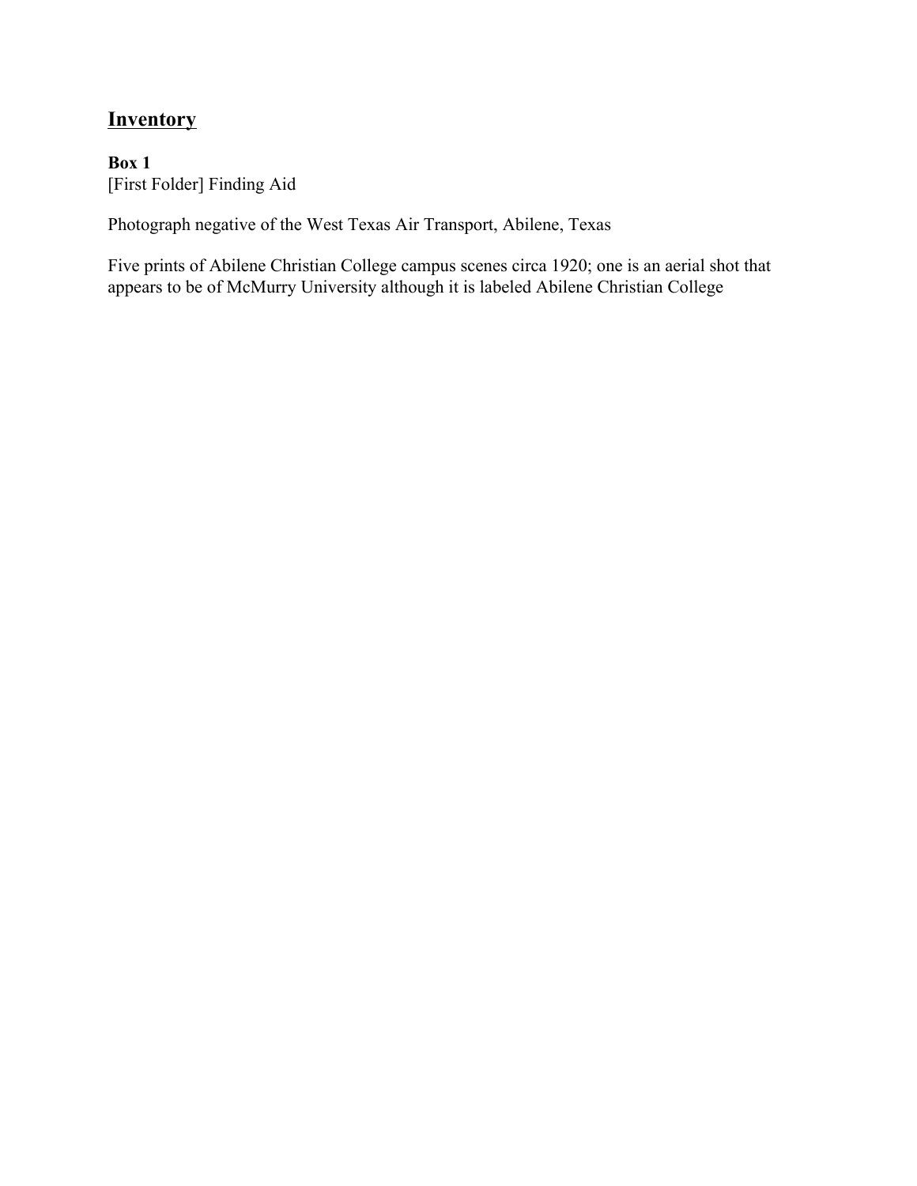## Inventory

**Box 1**
[First Folder] Finding Aid

Photograph negative of the West Texas Air Transport, Abilene, Texas

Five prints of Abilene Christian College campus scenes circa 1920; one is an aerial shot that appears to be of McMurry University although it is labeled Abilene Christian College